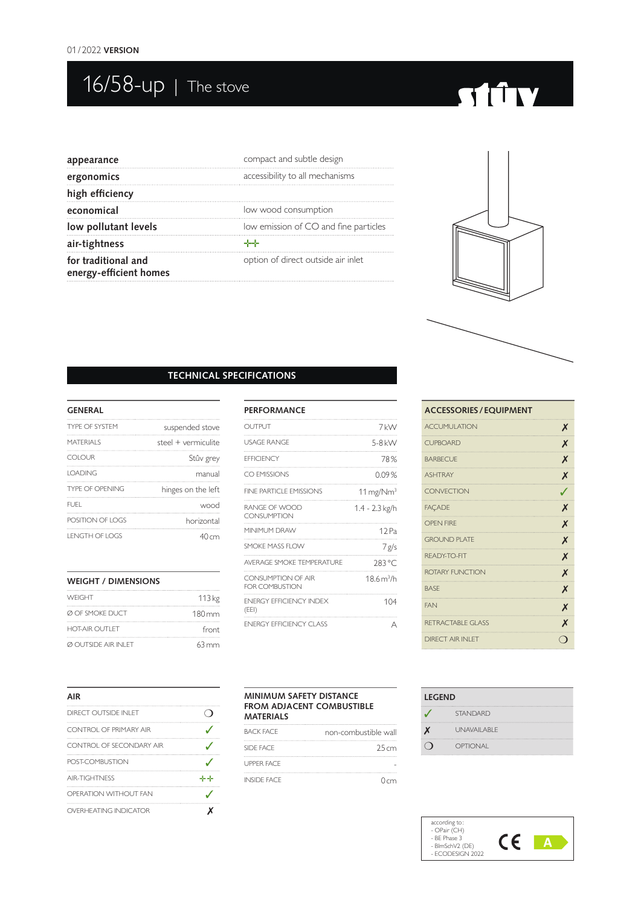01 / 2022 **VERSION**

# 16/58-up | The stove

stûv

| | |
|---|---|
| **appearance** | compact and subtle design |
| **ergonomics** | accessibility to all mechanisms |
| **high efficiency** | |
| **economical** | low wood consumption |
| **low pollutant levels** | low emission of CO and fine particles |
| **air-tightness** | ++ |
| **for traditional and energy-efficient homes** | option of direct outside air inlet |

## TECHNICAL SPECIFICATIONS

### GENERAL

| | |
|---|---|
| TYPE OF SYSTEM | suspended stove |
| MATERIALS | steel + vermiculite |
| COLOUR | Stûv grey |
| LOADING | manual |
| TYPE OF OPENING | hinges on the left |
| FUEL | wood |
| POSITION OF LOGS | horizontal |
| LENGTH OF LOGS | 40 cm |

### WEIGHT / DIMENSIONS

| | |
|---|---|
| WEIGHT | 113 kg |
| Ø OF SMOKE DUCT | 180 mm |
| HOT-AIR OUTLET | front |
| Ø OUTSIDE AIR INLET | 63 mm |

### PERFORMANCE

| | |
|---|---|
| OUTPUT | 7 kW |
| USAGE RANGE | 5-8 kW |
| EFFICIENCY | 78 % |
| CO EMISSIONS | 0.09 % |
| FINE PARTICLE EMISSIONS | 11 mg/Nm³ |
| RANGE OF WOOD CONSUMPTION | 1.4 - 2.3 kg/h |
| MINIMUM DRAW | 12 Pa |
| SMOKE MASS FLOW | 7 g/s |
| AVERAGE SMOKE TEMPERATURE | 283 °C |
| CONSUMPTION OF AIR FOR COMBUSTION | 18.6 m³/h |
| ENERGY EFFICIENCY INDEX (EEI) | 104 |
| ENERGY EFFICIENCY CLASS | A |

### ACCESSORIES / EQUIPMENT

| | |
|---|---|
| ACCUMULATION | ✗ |
| CUPBOARD | ✗ |
| BARBECUE | ✗ |
| ASHTRAY | ✗ |
| CONVECTION | ✓ |
| FAÇADE | ✗ |
| OPEN FIRE | ✗ |
| GROUND PLATE | ✗ |
| READY-TO-FIT | ✗ |
| ROTARY FUNCTION | ✗ |
| BASE | ✗ |
| FAN | ✗ |
| RETRACTABLE GLASS | ✗ |
| DIRECT AIR INLET | ○ |

### AIR

| | |
|---|---|
| DIRECT OUTSIDE INLET | ○ |
| CONTROL OF PRIMARY AIR | ✓ |
| CONTROL OF SECONDARY AIR | ✓ |
| POST-COMBUSTION | ✓ |
| AIR-TIGHTNESS | ++ |
| OPERATION WITHOUT FAN | ✓ |
| OVERHEATING INDICATOR | ✗ |

### MINIMUM SAFETY DISTANCE FROM ADJACENT COMBUSTIBLE MATERIALS

| | |
|---|---|
| BACK FACE | non-combustible wall |
| SIDE FACE | 25 cm |
| UPPER FACE | - |
| INSIDE FACE | 0 cm |

### LEGEND

| | |
|---|---|
| ✓ | STANDARD |
| ✗ | UNAVAILABLE |
| ○ | OPTIONAL |

according to:
- OPair (CH)
- BE Phase 3
- BImSchV2 (DE)
- ECODESIGN 2022

CE A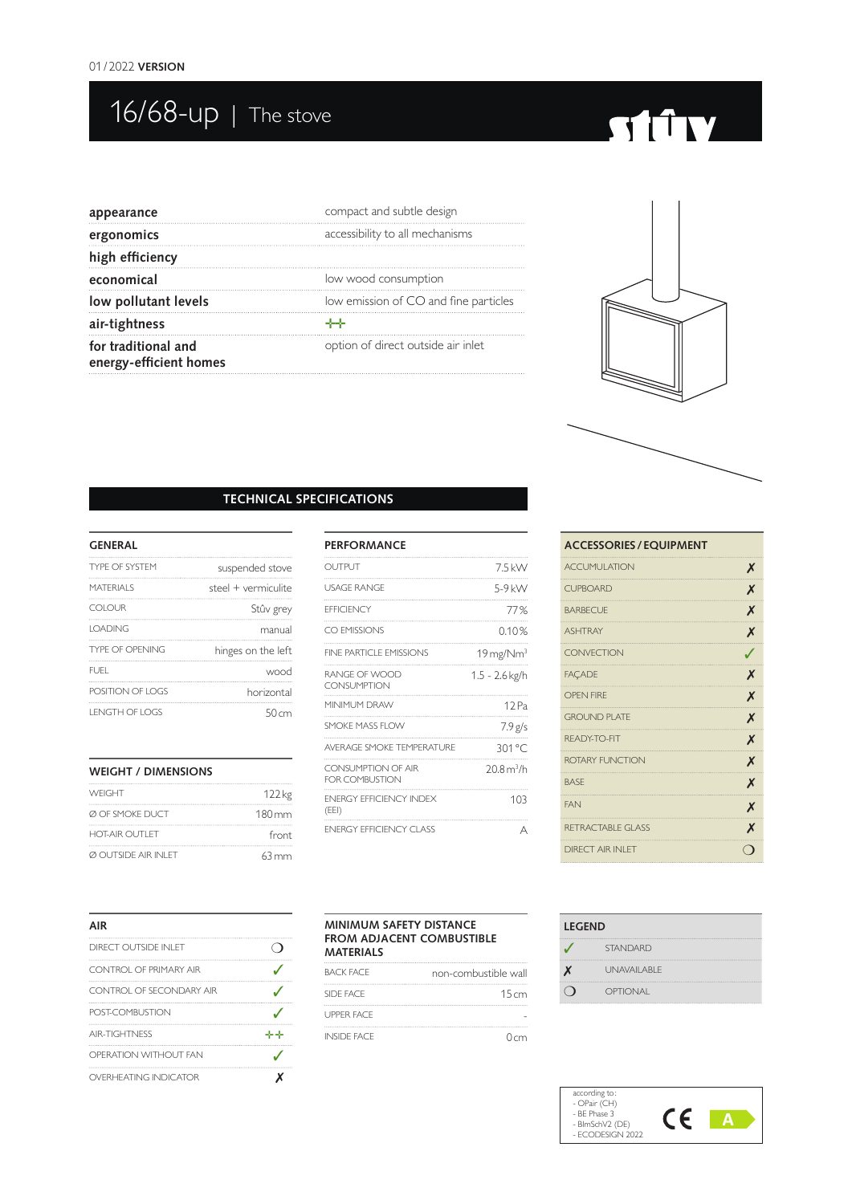01 / 2022 **VERSION**

# 16/68-up | The stove

| | |
|---|---|
| **appearance** | compact and subtle design |
| **ergonomics** | accessibility to all mechanisms |
| **high efficiency** | |
| **economical** | low wood consumption |
| **low pollutant levels** | low emission of CO and fine particles |
| **air-tightness** | ++ |
| **for traditional and energy-efficient homes** | option of direct outside air inlet |

## TECHNICAL SPECIFICATIONS

### GENERAL

| | |
|---|---|
| TYPE OF SYSTEM | suspended stove |
| MATERIALS | steel + vermiculite |
| COLOUR | Stûv grey |
| LOADING | manual |
| TYPE OF OPENING | hinges on the left |
| FUEL | wood |
| POSITION OF LOGS | horizontal |
| LENGTH OF LOGS | 50 cm |

### WEIGHT / DIMENSIONS

| | |
|---|---|
| WEIGHT | 122 kg |
| Ø OF SMOKE DUCT | 180 mm |
| HOT-AIR OUTLET | front |
| Ø OUTSIDE AIR INLET | 63 mm |

### PERFORMANCE

| | |
|---|---|
| OUTPUT | 7.5 kW |
| USAGE RANGE | 5-9 kW |
| EFFICIENCY | 77 % |
| CO EMISSIONS | 0.10 % |
| FINE PARTICLE EMISSIONS | 19 mg/Nm³ |
| RANGE OF WOOD CONSUMPTION | 1.5 - 2.6 kg/h |
| MINIMUM DRAW | 12 Pa |
| SMOKE MASS FLOW | 7.9 g/s |
| AVERAGE SMOKE TEMPERATURE | 301 °C |
| CONSUMPTION OF AIR FOR COMBUSTION | 20.8 m³/h |
| ENERGY EFFICIENCY INDEX (EEI) | 103 |
| ENERGY EFFICIENCY CLASS | A |

### ACCESSORIES / EQUIPMENT

| | |
|---|---|
| ACCUMULATION | ✗ |
| CUPBOARD | ✗ |
| BARBECUE | ✗ |
| ASHTRAY | ✗ |
| CONVECTION | ✓ |
| FAÇADE | ✗ |
| OPEN FIRE | ✗ |
| GROUND PLATE | ✗ |
| READY-TO-FIT | ✗ |
| ROTARY FUNCTION | ✗ |
| BASE | ✗ |
| FAN | ✗ |
| RETRACTABLE GLASS | ✗ |
| DIRECT AIR INLET | ○ |

### AIR

| | |
|---|---|
| DIRECT OUTSIDE INLET | ○ |
| CONTROL OF PRIMARY AIR | ✓ |
| CONTROL OF SECONDARY AIR | ✓ |
| POST-COMBUSTION | ✓ |
| AIR-TIGHTNESS | ++ |
| OPERATION WITHOUT FAN | ✓ |
| OVERHEATING INDICATOR | ✗ |

### MINIMUM SAFETY DISTANCE FROM ADJACENT COMBUSTIBLE MATERIALS

| | |
|---|---|
| BACK FACE | non-combustible wall |
| SIDE FACE | 15 cm |
| UPPER FACE | - |
| INSIDE FACE | 0 cm |

### LEGEND

| | |
|---|---|
| ✓ | STANDARD |
| ✗ | UNAVAILABLE |
| ○ | OPTIONAL |

according to:
- OPair (CH)
- BE Phase 3
- BImSchV2 (DE)
- ECODESIGN 2022

CE A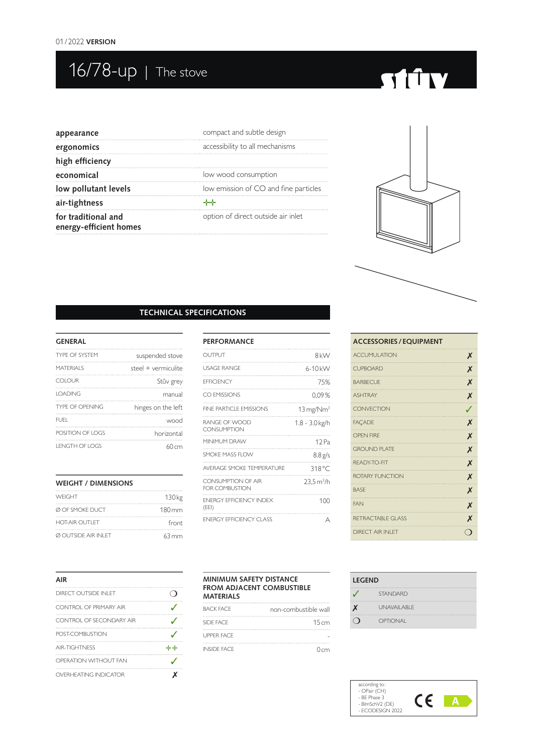01/2022 **VERSION**

# 16/78-up | The stove

| | |
|---|---|
| **appearance** | compact and subtle design |
| **ergonomics** | accessibility to all mechanisms |
| **high efficiency** | |
| **economical** | low wood consumption |
| **low pollutant levels** | low emission of CO and fine particles |
| **air-tightness** | ++ |
| **for traditional and energy-efficient homes** | option of direct outside air inlet |

## TECHNICAL SPECIFICATIONS

### GENERAL

| | |
|---|---|
| TYPE OF SYSTEM | suspended stove |
| MATERIALS | steel + vermiculite |
| COLOUR | Stûv grey |
| LOADING | manual |
| TYPE OF OPENING | hinges on the left |
| FUEL | wood |
| POSITION OF LOGS | horizontal |
| LENGTH OF LOGS | 60 cm |

### WEIGHT / DIMENSIONS

| | |
|---|---|
| WEIGHT | 130 kg |
| Ø OF SMOKE DUCT | 180 mm |
| HOT-AIR OUTLET | front |
| Ø OUTSIDE AIR INLET | 63 mm |

### PERFORMANCE

| | |
|---|---|
| OUTPUT | 8 kW |
| USAGE RANGE | 6-10 kW |
| EFFICIENCY | 75% |
| CO EMISSIONS | 0,09 % |
| FINE PARTICLE EMISSIONS | 13 mg/Nm³ |
| RANGE OF WOOD CONSUMPTION | 1.8 - 3.0 kg/h |
| MINIMUM DRAW | 12 Pa |
| SMOKE MASS FLOW | 8.8 g/s |
| AVERAGE SMOKE TEMPERATURE | 318 °C |
| CONSUMPTION OF AIR FOR COMBUSTION | 23,5 m³/h |
| ENERGY EFFICIENCY INDEX (EEI) | 100 |
| ENERGY EFFICIENCY CLASS | A |

### ACCESSORIES / EQUIPMENT

| | |
|---|---|
| ACCUMULATION | ✗ |
| CUPBOARD | ✗ |
| BARBECUE | ✗ |
| ASHTRAY | ✗ |
| CONVECTION | ✓ |
| FAÇADE | ✗ |
| OPEN FIRE | ✗ |
| GROUND PLATE | ✗ |
| READY-TO-FIT | ✗ |
| ROTARY FUNCTION | ✗ |
| BASE | ✗ |
| FAN | ✗ |
| RETRACTABLE GLASS | ✗ |
| DIRECT AIR INLET | ○ |

### AIR

| | |
|---|---|
| DIRECT OUTSIDE INLET | ○ |
| CONTROL OF PRIMARY AIR | ✓ |
| CONTROL OF SECONDARY AIR | ✓ |
| POST-COMBUSTION | ✓ |
| AIR-TIGHTNESS | ++ |
| OPERATION WITHOUT FAN | ✓ |
| OVERHEATING INDICATOR | ✗ |

### MINIMUM SAFETY DISTANCE FROM ADJACENT COMBUSTIBLE MATERIALS

| | |
|---|---|
| BACK FACE | non-combustible wall |
| SIDE FACE | 15 cm |
| UPPER FACE | - |
| INSIDE FACE | 0 cm |

### LEGEND

| | |
|---|---|
| ✓ | STANDARD |
| ✗ | UNAVAILABLE |
| ○ | OPTIONAL |

according to:
- OPair (CH)
- BE Phase 3
- BImSchV2 (DE)
- ECODESIGN 2022

CE A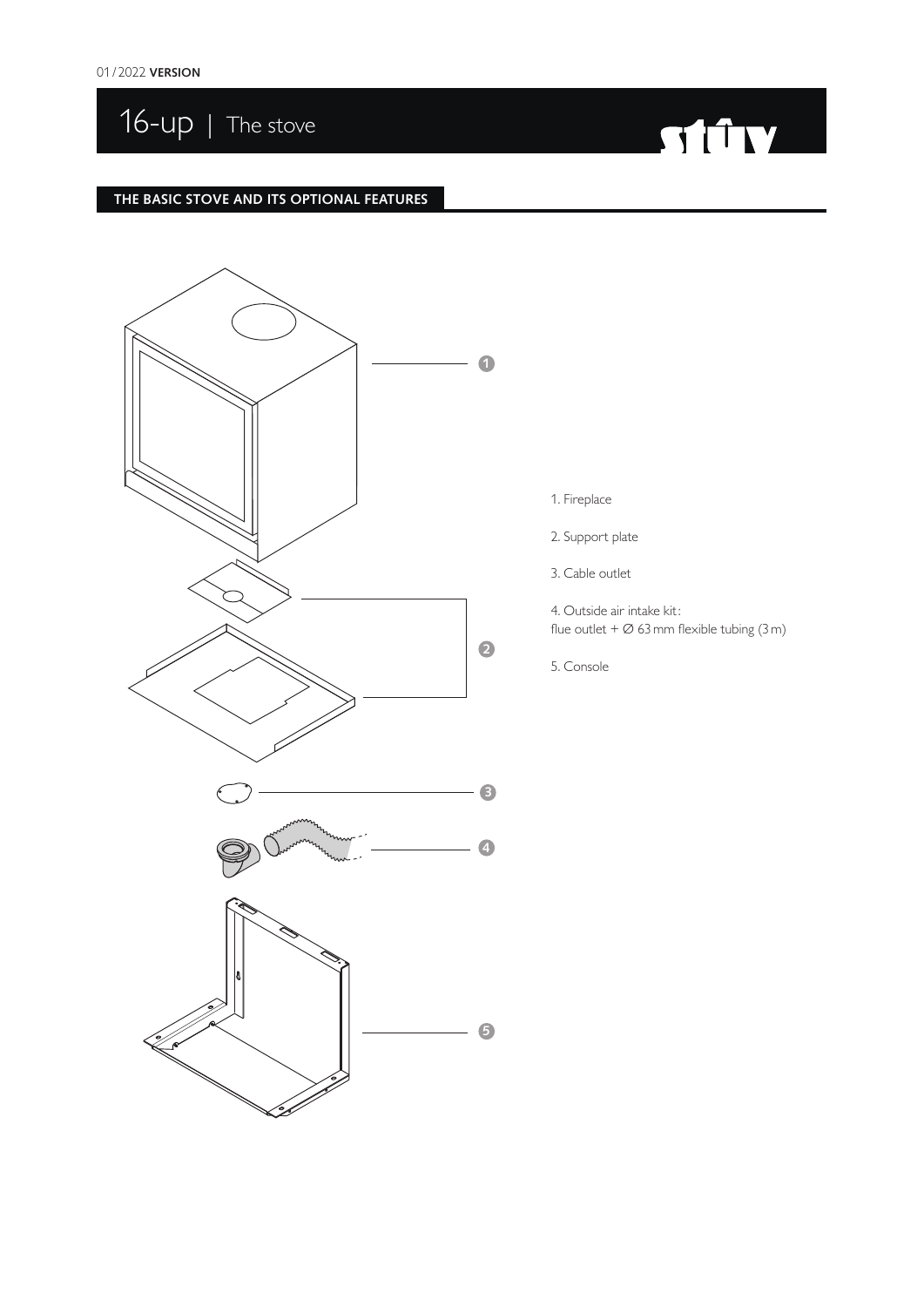01/2022 **VERSION**

# 16-up | The stove

## THE BASIC STOVE AND ITS OPTIONAL FEATURES

1. Fireplace
2. Support plate
3. Cable outlet
4. Outside air intake kit: flue outlet + Ø 63 mm flexible tubing (3 m)
5. Console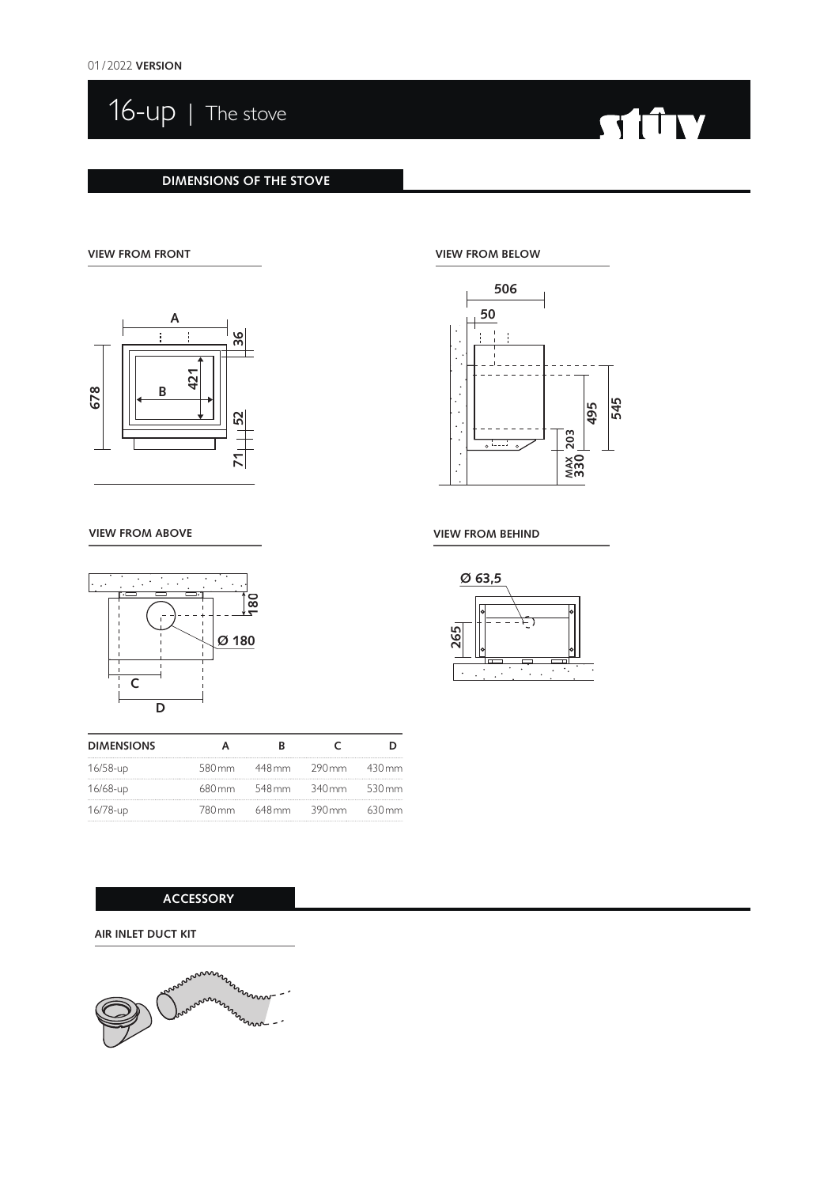01/2022 **VERSION**

# 16-up | The stove

stûv

## DIMENSIONS OF THE STOVE

### VIEW FROM FRONT

A
36
421
B
678
52
71

### VIEW FROM BELOW

506
50
495
545
203
MAX 330

### VIEW FROM ABOVE

180
Ø 180
C
D

### VIEW FROM BEHIND

Ø 63,5
265

| DIMENSIONS | A | B | C | D |
|---|---|---|---|---|
| 16/58-up | 580 mm | 448 mm | 290 mm | 430 mm |
| 16/68-up | 680 mm | 548 mm | 340 mm | 530 mm |
| 16/78-up | 780 mm | 648 mm | 390 mm | 630 mm |

## ACCESSORY

### AIR INLET DUCT KIT